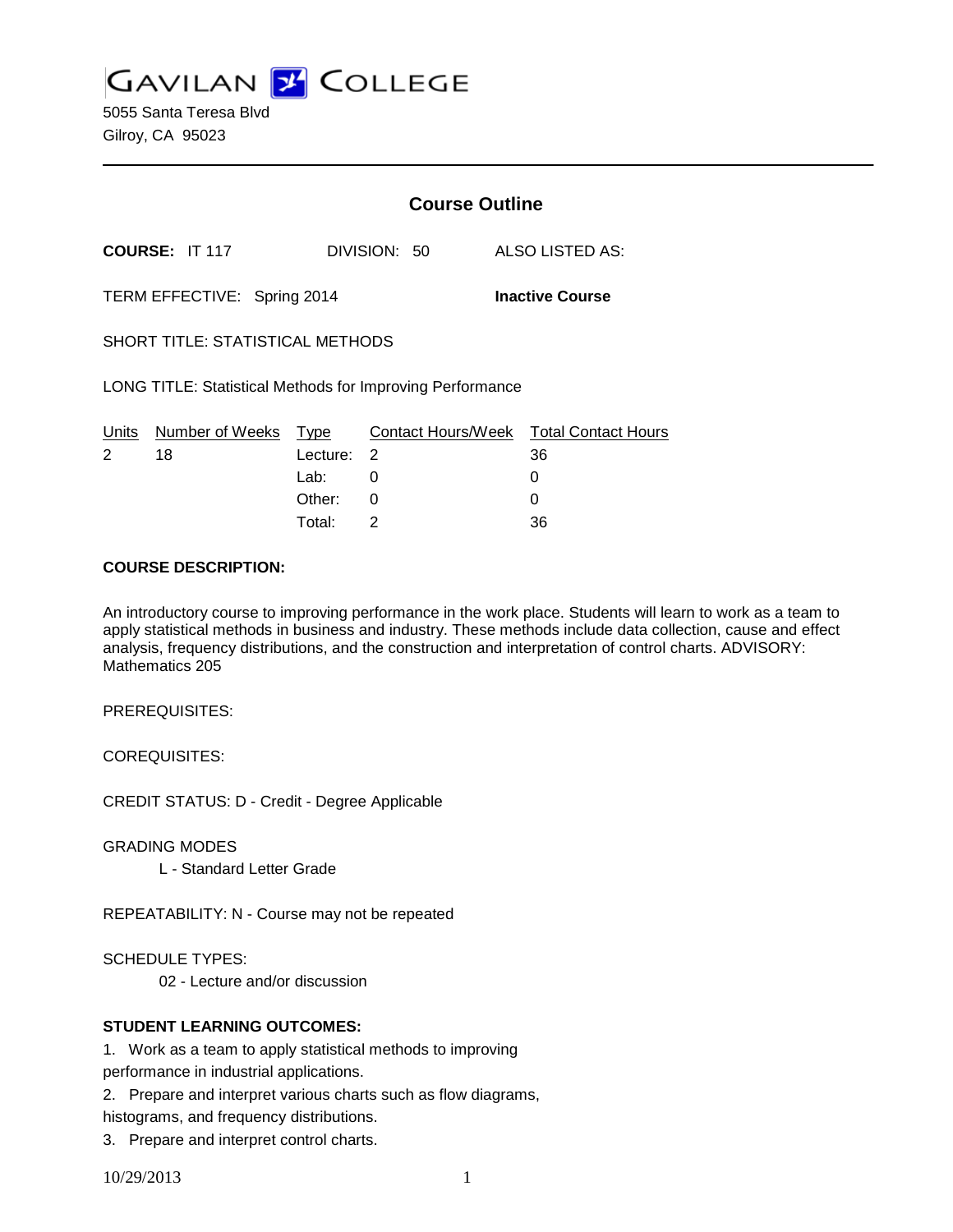# GAVILAN COLLEGE

5055 Santa Teresa Blvd
Gilroy, CA 95023

## Course Outline

**COURSE:** IT 117 DIVISION: 50 ALSO LISTED AS:

TERM EFFECTIVE: Spring 2014 **Inactive Course**

SHORT TITLE: STATISTICAL METHODS

LONG TITLE: Statistical Methods for Improving Performance

| Units | Number of Weeks | Type | Contact Hours/Week | Total Contact Hours |
|---|---|---|---|---|
| 2 | 18 | Lecture: | 2 | 36 |
| | | Lab: | 0 | 0 |
| | | Other: | 0 | 0 |
| | | Total: | 2 | 36 |

**COURSE DESCRIPTION:**

An introductory course to improving performance in the work place. Students will learn to work as a team to apply statistical methods in business and industry. These methods include data collection, cause and effect analysis, frequency distributions, and the construction and interpretation of control charts. ADVISORY: Mathematics 205

PREREQUISITES:

COREQUISITES:

CREDIT STATUS: D - Credit - Degree Applicable

GRADING MODES

L - Standard Letter Grade

REPEATABILITY: N - Course may not be repeated

SCHEDULE TYPES:

02 - Lecture and/or discussion

**STUDENT LEARNING OUTCOMES:**

1. Work as a team to apply statistical methods to improving performance in industrial applications.
2. Prepare and interpret various charts such as flow diagrams, histograms, and frequency distributions.
3. Prepare and interpret control charts.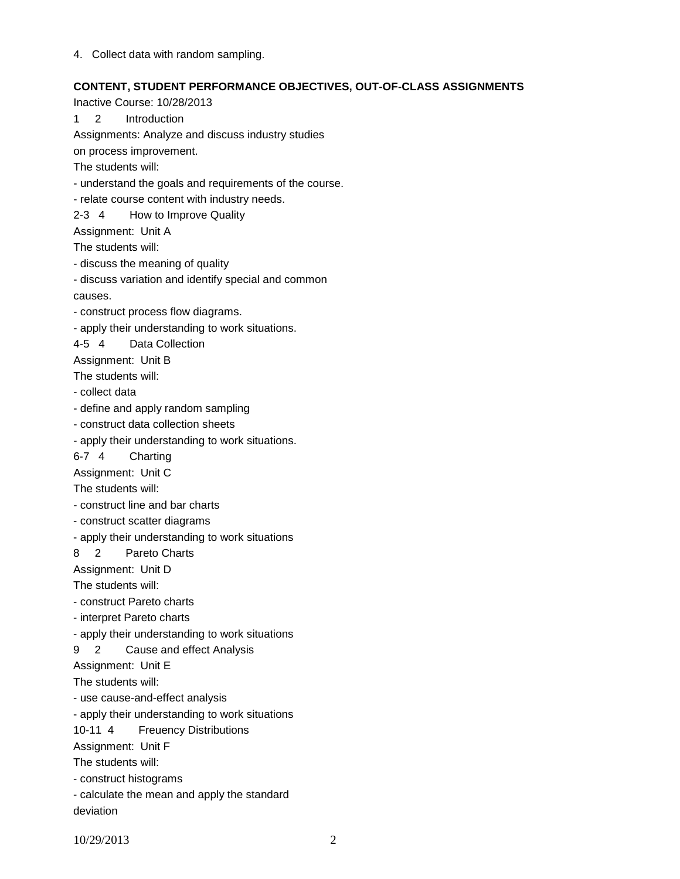4. Collect data with random sampling.

**CONTENT, STUDENT PERFORMANCE OBJECTIVES, OUT-OF-CLASS ASSIGNMENTS**

Inactive Course: 10/28/2013

1 2 Introduction

Assignments: Analyze and discuss industry studies on process improvement.

The students will:

- understand the goals and requirements of the course.
- relate course content with industry needs.

2-3 4 How to Improve Quality

Assignment: Unit A

The students will:

- discuss the meaning of quality
- discuss variation and identify special and common causes.
- construct process flow diagrams.
- apply their understanding to work situations.

4-5 4 Data Collection

Assignment: Unit B

The students will:

- collect data
- define and apply random sampling
- construct data collection sheets
- apply their understanding to work situations.

6-7 4 Charting

Assignment: Unit C

The students will:

- construct line and bar charts
- construct scatter diagrams
- apply their understanding to work situations

8 2 Pareto Charts

Assignment: Unit D

The students will:

- construct Pareto charts
- interpret Pareto charts
- apply their understanding to work situations

9 2 Cause and effect Analysis

Assignment: Unit E

The students will:

- use cause-and-effect analysis
- apply their understanding to work situations

10-11 4 Freuency Distributions

Assignment: Unit F

The students will:

- construct histograms
- calculate the mean and apply the standard deviation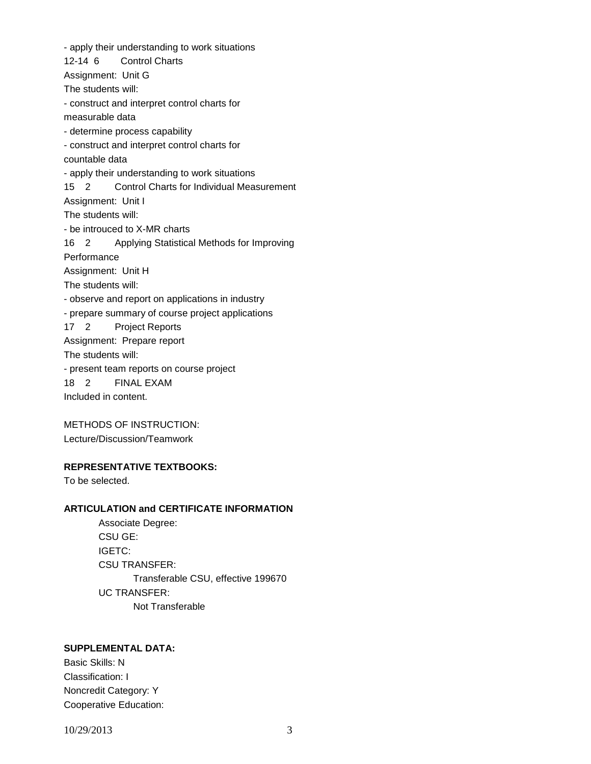- apply their understanding to work situations

12-14 6 Control Charts

Assignment: Unit G

The students will:

- construct and interpret control charts for measurable data
- determine process capability
- construct and interpret control charts for countable data
- apply their understanding to work situations

15 2 Control Charts for Individual Measurement

Assignment: Unit I

The students will:

- be introuced to X-MR charts

16 2 Applying Statistical Methods for Improving Performance

Assignment: Unit H

The students will:

- observe and report on applications in industry
- prepare summary of course project applications

17 2 Project Reports

Assignment: Prepare report

The students will:

- present team reports on course project

18 2 FINAL EXAM

Included in content.

METHODS OF INSTRUCTION:

Lecture/Discussion/Teamwork

**REPRESENTATIVE TEXTBOOKS:**

To be selected.

**ARTICULATION and CERTIFICATE INFORMATION**

Associate Degree:

CSU GE:

IGETC:

CSU TRANSFER:

Transferable CSU, effective 199670

UC TRANSFER:

Not Transferable

**SUPPLEMENTAL DATA:**

Basic Skills: N

Classification: I

Noncredit Category: Y

Cooperative Education: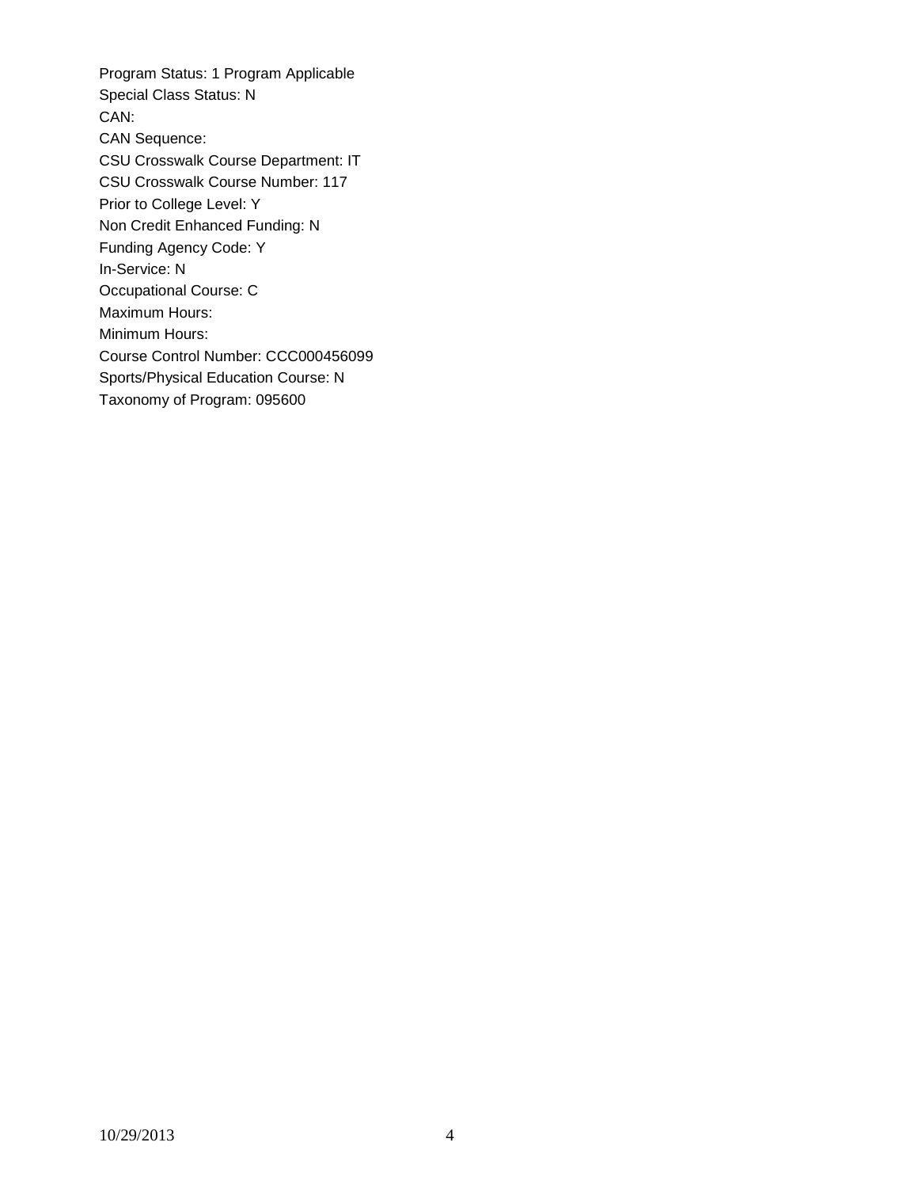Program Status: 1 Program Applicable
Special Class Status: N
CAN:
CAN Sequence:
CSU Crosswalk Course Department: IT
CSU Crosswalk Course Number: 117
Prior to College Level: Y
Non Credit Enhanced Funding: N
Funding Agency Code: Y
In-Service: N
Occupational Course: C
Maximum Hours:
Minimum Hours:
Course Control Number: CCC000456099
Sports/Physical Education Course: N
Taxonomy of Program: 095600